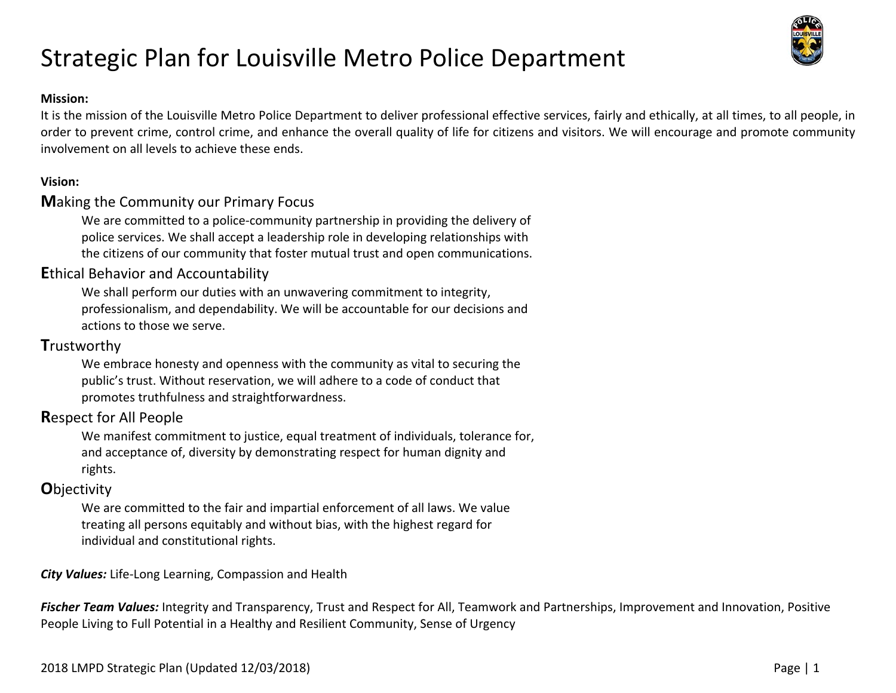# Strategic Plan for Louisville Metro Police Department

**Mission:**
It is the mission of the Louisville Metro Police Department to deliver professional effective services, fairly and ethically, at all times, to all people, in order to prevent crime, control crime, and enhance the overall quality of life for citizens and visitors. We will encourage and promote community involvement on all levels to achieve these ends.

**Vision:**

**M**aking the Community our Primary Focus

We are committed to a police-community partnership in providing the delivery of police services. We shall accept a leadership role in developing relationships with the citizens of our community that foster mutual trust and open communications.

**E**thical Behavior and Accountability

We shall perform our duties with an unwavering commitment to integrity, professionalism, and dependability. We will be accountable for our decisions and actions to those we serve.

**T**rustworthy

We embrace honesty and openness with the community as vital to securing the public's trust. Without reservation, we will adhere to a code of conduct that promotes truthfulness and straightforwardness.

**R**espect for All People

We manifest commitment to justice, equal treatment of individuals, tolerance for, and acceptance of, diversity by demonstrating respect for human dignity and rights.

**O**bjectivity

We are committed to the fair and impartial enforcement of all laws. We value treating all persons equitably and without bias, with the highest regard for individual and constitutional rights.

***City Values:*** Life-Long Learning, Compassion and Health

***Fischer Team Values:*** Integrity and Transparency, Trust and Respect for All, Teamwork and Partnerships, Improvement and Innovation, Positive People Living to Full Potential in a Healthy and Resilient Community, Sense of Urgency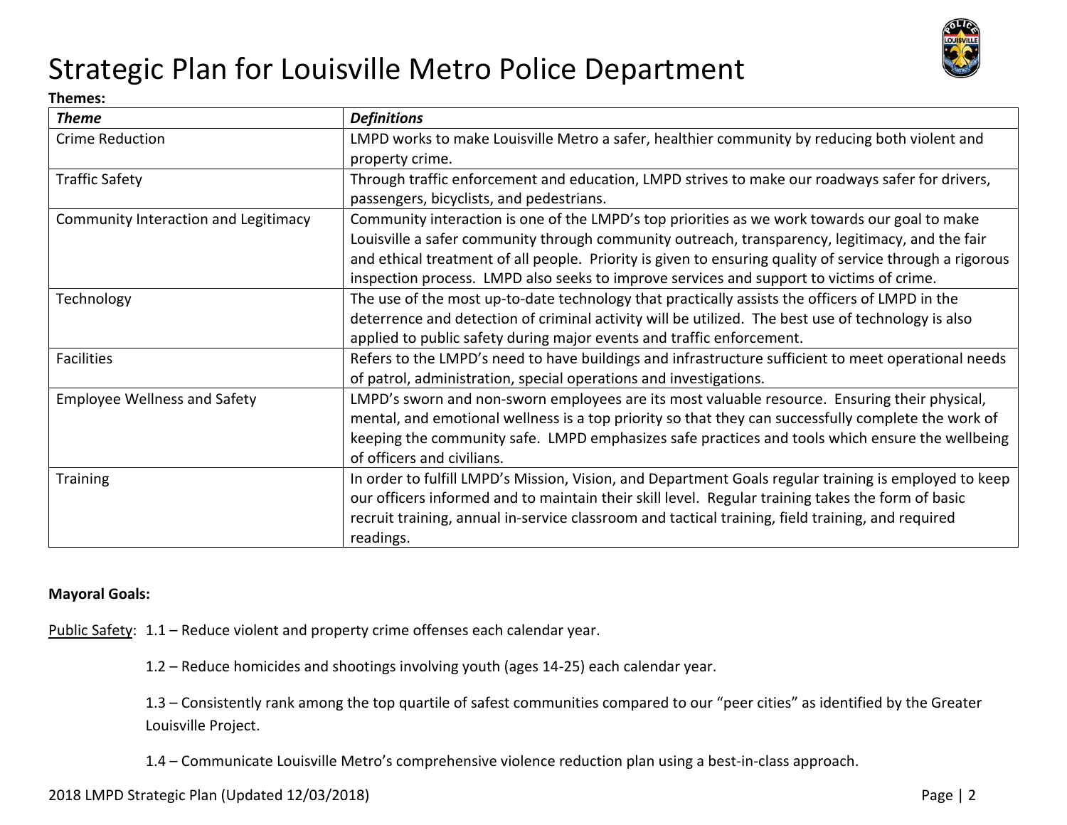# Strategic Plan for Louisville Metro Police Department

**Themes:**

| ***Theme*** | ***Definitions*** |
|---|---|
| Crime Reduction | LMPD works to make Louisville Metro a safer, healthier community by reducing both violent and property crime. |
| Traffic Safety | Through traffic enforcement and education, LMPD strives to make our roadways safer for drivers, passengers, bicyclists, and pedestrians. |
| Community Interaction and Legitimacy | Community interaction is one of the LMPD's top priorities as we work towards our goal to make Louisville a safer community through community outreach, transparency, legitimacy, and the fair and ethical treatment of all people. Priority is given to ensuring quality of service through a rigorous inspection process. LMPD also seeks to improve services and support to victims of crime. |
| Technology | The use of the most up-to-date technology that practically assists the officers of LMPD in the deterrence and detection of criminal activity will be utilized. The best use of technology is also applied to public safety during major events and traffic enforcement. |
| Facilities | Refers to the LMPD's need to have buildings and infrastructure sufficient to meet operational needs of patrol, administration, special operations and investigations. |
| Employee Wellness and Safety | LMPD's sworn and non-sworn employees are its most valuable resource. Ensuring their physical, mental, and emotional wellness is a top priority so that they can successfully complete the work of keeping the community safe. LMPD emphasizes safe practices and tools which ensure the wellbeing of officers and civilians. |
| Training | In order to fulfill LMPD's Mission, Vision, and Department Goals regular training is employed to keep our officers informed and to maintain their skill level. Regular training takes the form of basic recruit training, annual in-service classroom and tactical training, field training, and required readings. |

**Mayoral Goals:**

Public Safety: 1.1 – Reduce violent and property crime offenses each calendar year.

1.2 – Reduce homicides and shootings involving youth (ages 14-25) each calendar year.

1.3 – Consistently rank among the top quartile of safest communities compared to our "peer cities" as identified by the Greater Louisville Project.

1.4 – Communicate Louisville Metro's comprehensive violence reduction plan using a best-in-class approach.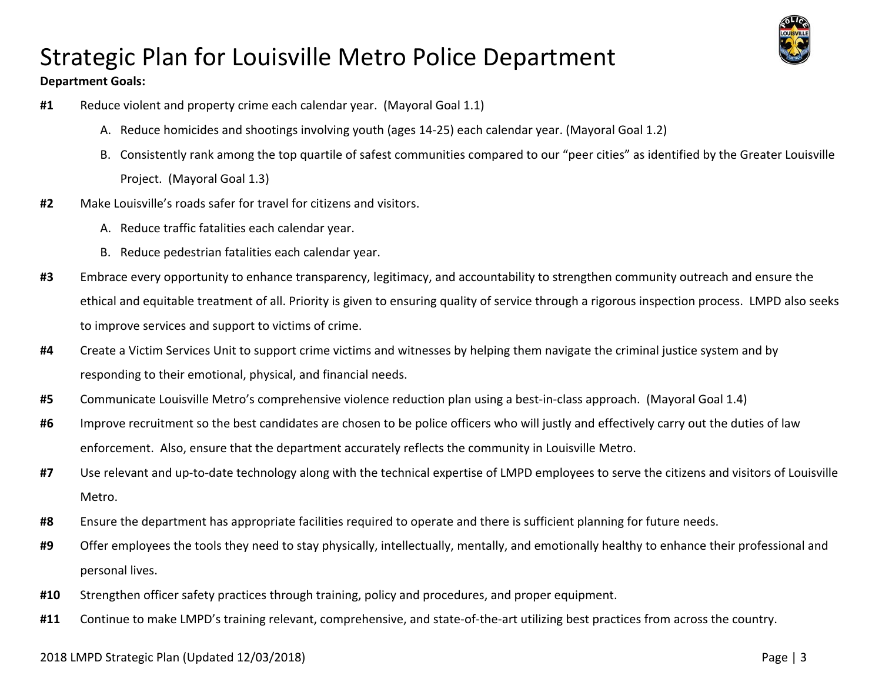# Strategic Plan for Louisville Metro Police Department

**Department Goals:**

**#1** Reduce violent and property crime each calendar year. (Mayoral Goal 1.1)

A. Reduce homicides and shootings involving youth (ages 14-25) each calendar year. (Mayoral Goal 1.2)

B. Consistently rank among the top quartile of safest communities compared to our "peer cities" as identified by the Greater Louisville Project. (Mayoral Goal 1.3)

**#2** Make Louisville's roads safer for travel for citizens and visitors.

A. Reduce traffic fatalities each calendar year.

B. Reduce pedestrian fatalities each calendar year.

**#3** Embrace every opportunity to enhance transparency, legitimacy, and accountability to strengthen community outreach and ensure the ethical and equitable treatment of all. Priority is given to ensuring quality of service through a rigorous inspection process. LMPD also seeks to improve services and support to victims of crime.

**#4** Create a Victim Services Unit to support crime victims and witnesses by helping them navigate the criminal justice system and by responding to their emotional, physical, and financial needs.

**#5** Communicate Louisville Metro's comprehensive violence reduction plan using a best-in-class approach. (Mayoral Goal 1.4)

**#6** Improve recruitment so the best candidates are chosen to be police officers who will justly and effectively carry out the duties of law enforcement. Also, ensure that the department accurately reflects the community in Louisville Metro.

**#7** Use relevant and up-to-date technology along with the technical expertise of LMPD employees to serve the citizens and visitors of Louisville Metro.

**#8** Ensure the department has appropriate facilities required to operate and there is sufficient planning for future needs.

**#9** Offer employees the tools they need to stay physically, intellectually, mentally, and emotionally healthy to enhance their professional and personal lives.

**#10** Strengthen officer safety practices through training, policy and procedures, and proper equipment.

**#11** Continue to make LMPD's training relevant, comprehensive, and state-of-the-art utilizing best practices from across the country.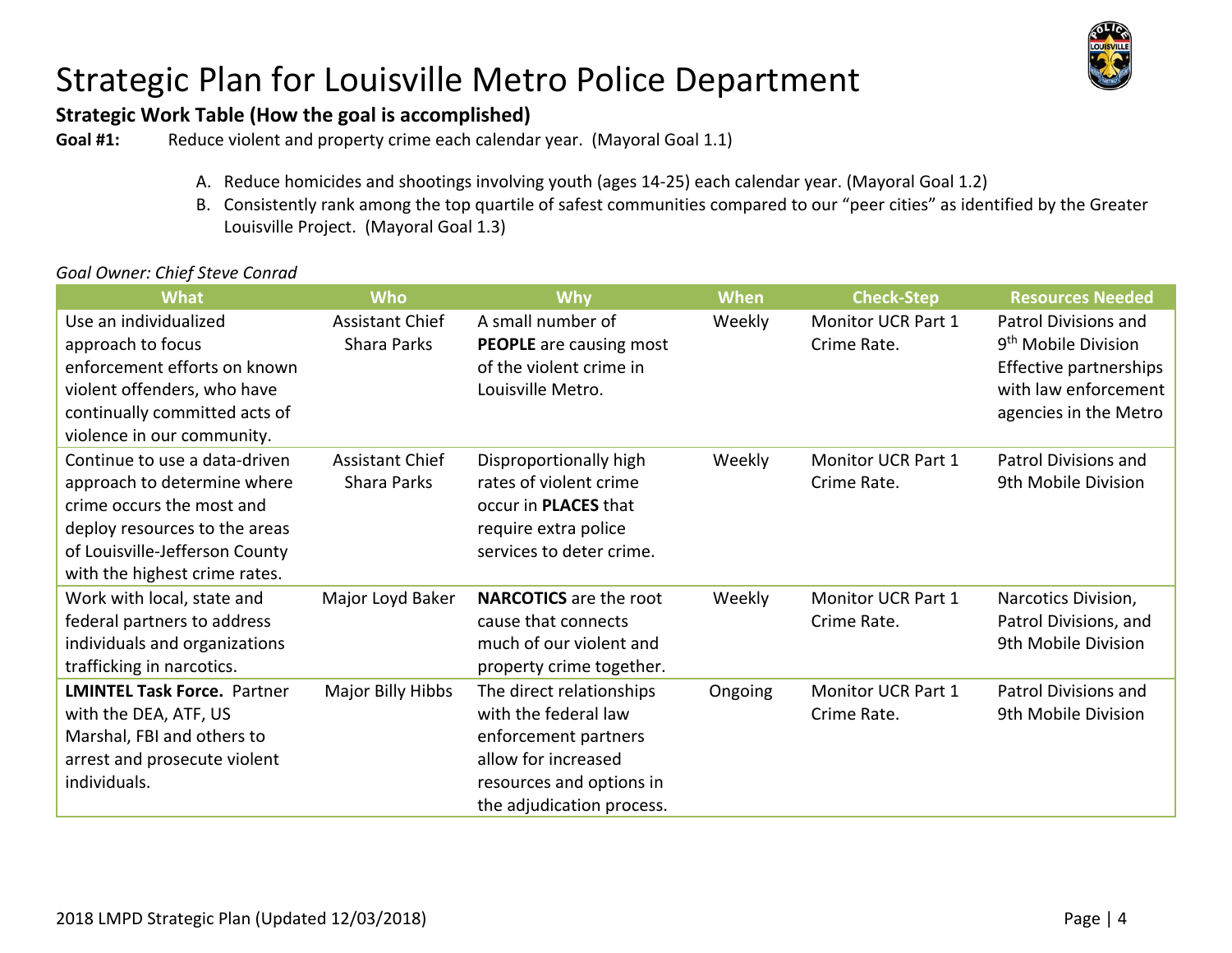# Strategic Plan for Louisville Metro Police Department

**Strategic Work Table (How the goal is accomplished)**

**Goal #1:** Reduce violent and property crime each calendar year. (Mayoral Goal 1.1)

A. Reduce homicides and shootings involving youth (ages 14-25) each calendar year. (Mayoral Goal 1.2)
B. Consistently rank among the top quartile of safest communities compared to our "peer cities" as identified by the Greater Louisville Project. (Mayoral Goal 1.3)

*Goal Owner: Chief Steve Conrad*

| What | Who | Why | When | Check-Step | Resources Needed |
|---|---|---|---|---|---|
| Use an individualized approach to focus enforcement efforts on known violent offenders, who have continually committed acts of violence in our community. | Assistant Chief Shara Parks | A small number of **PEOPLE** are causing most of the violent crime in Louisville Metro. | Weekly | Monitor UCR Part 1 Crime Rate. | Patrol Divisions and 9th Mobile Division Effective partnerships with law enforcement agencies in the Metro |
| Continue to use a data-driven approach to determine where crime occurs the most and deploy resources to the areas of Louisville-Jefferson County with the highest crime rates. | Assistant Chief Shara Parks | Disproportionally high rates of violent crime occur in **PLACES** that require extra police services to deter crime. | Weekly | Monitor UCR Part 1 Crime Rate. | Patrol Divisions and 9th Mobile Division |
| Work with local, state and federal partners to address individuals and organizations trafficking in narcotics. | Major Loyd Baker | **NARCOTICS** are the root cause that connects much of our violent and property crime together. | Weekly | Monitor UCR Part 1 Crime Rate. | Narcotics Division, Patrol Divisions, and 9th Mobile Division |
| **LMINTEL Task Force.** Partner with the DEA, ATF, US Marshal, FBI and others to arrest and prosecute violent individuals. | Major Billy Hibbs | The direct relationships with the federal law enforcement partners allow for increased resources and options in the adjudication process. | Ongoing | Monitor UCR Part 1 Crime Rate. | Patrol Divisions and 9th Mobile Division |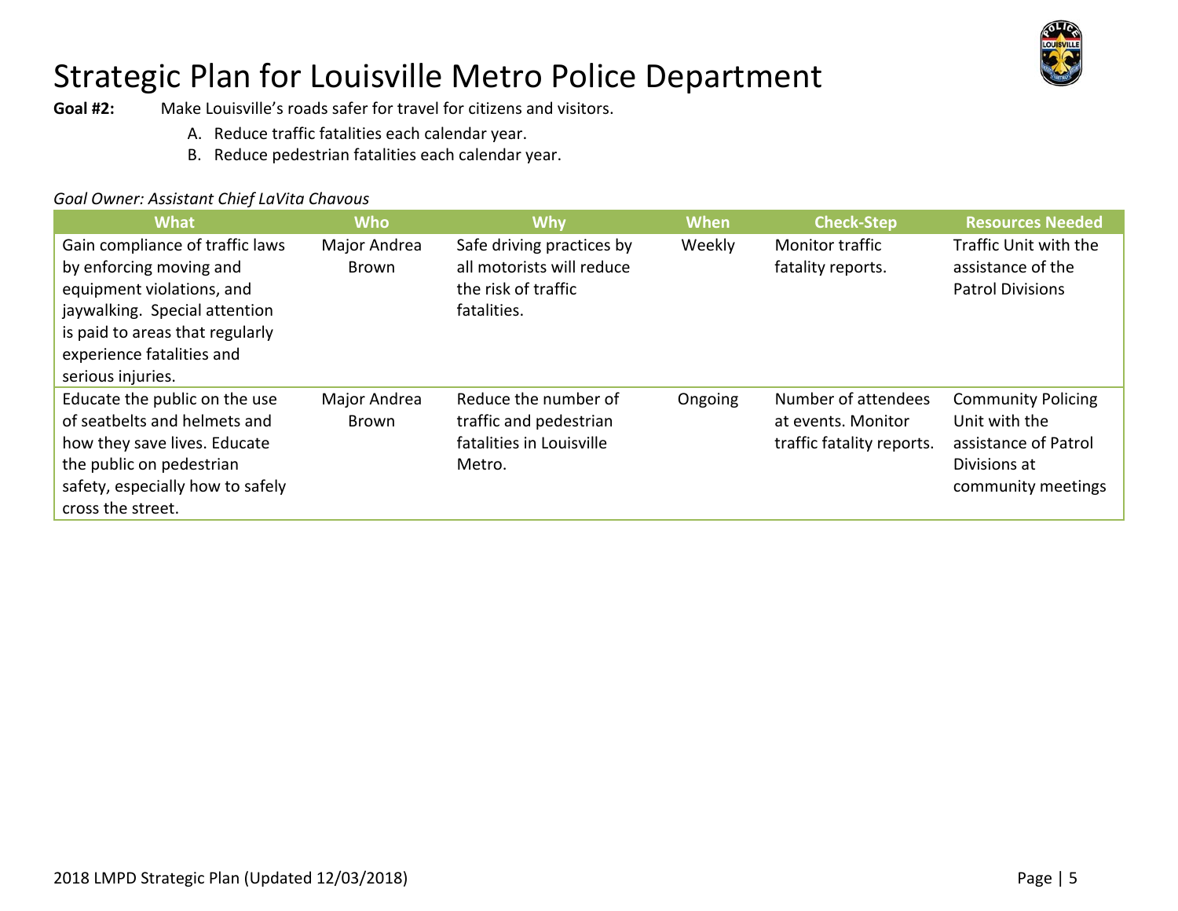# Strategic Plan for Louisville Metro Police Department

**Goal #2:** Make Louisville's roads safer for travel for citizens and visitors.

A. Reduce traffic fatalities each calendar year.
B. Reduce pedestrian fatalities each calendar year.

*Goal Owner: Assistant Chief LaVita Chavous*

| What | Who | Why | When | Check-Step | Resources Needed |
|---|---|---|---|---|---|
| Gain compliance of traffic laws by enforcing moving and equipment violations, and jaywalking. Special attention is paid to areas that regularly experience fatalities and serious injuries. | Major Andrea Brown | Safe driving practices by all motorists will reduce the risk of traffic fatalities. | Weekly | Monitor traffic fatality reports. | Traffic Unit with the assistance of the Patrol Divisions |
| Educate the public on the use of seatbelts and helmets and how they save lives. Educate the public on pedestrian safety, especially how to safely cross the street. | Major Andrea Brown | Reduce the number of traffic and pedestrian fatalities in Louisville Metro. | Ongoing | Number of attendees at events. Monitor traffic fatality reports. | Community Policing Unit with the assistance of Patrol Divisions at community meetings |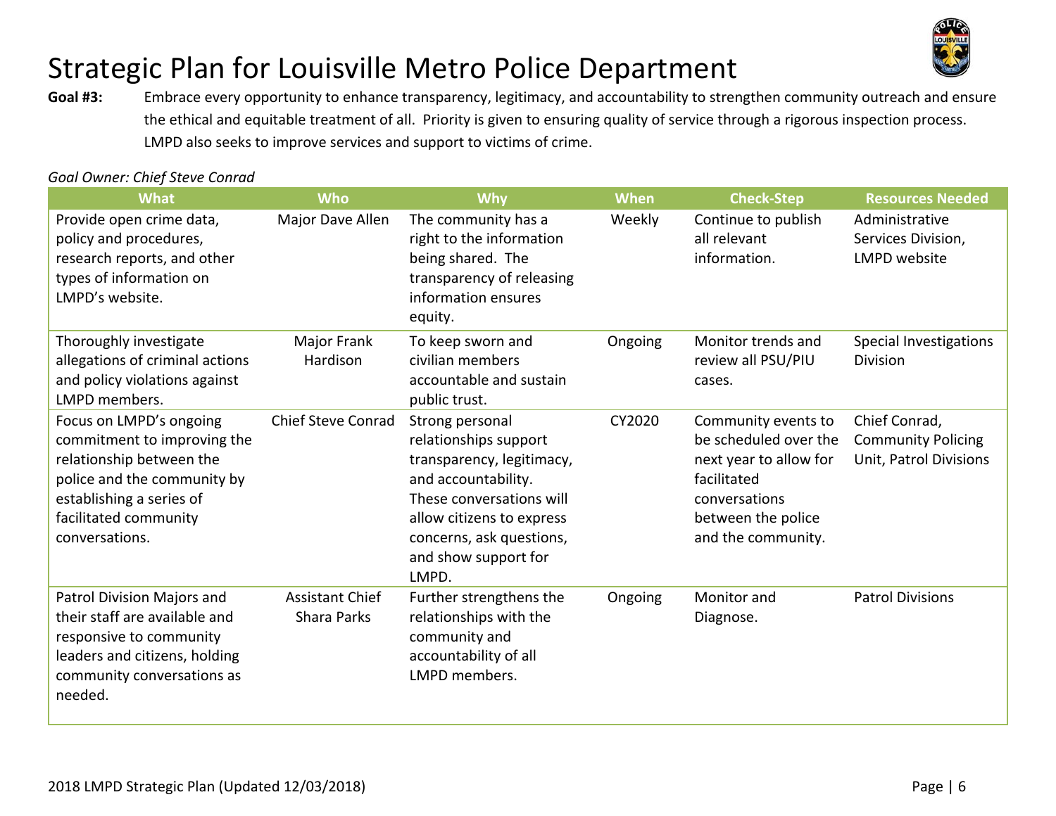# Strategic Plan for Louisville Metro Police Department

**Goal #3:** Embrace every opportunity to enhance transparency, legitimacy, and accountability to strengthen community outreach and ensure the ethical and equitable treatment of all. Priority is given to ensuring quality of service through a rigorous inspection process. LMPD also seeks to improve services and support to victims of crime.

*Goal Owner: Chief Steve Conrad*

| What | Who | Why | When | Check-Step | Resources Needed |
|---|---|---|---|---|---|
| Provide open crime data, policy and procedures, research reports, and other types of information on LMPD's website. | Major Dave Allen | The community has a right to the information being shared. The transparency of releasing information ensures equity. | Weekly | Continue to publish all relevant information. | Administrative Services Division, LMPD website |
| Thoroughly investigate allegations of criminal actions and policy violations against LMPD members. | Major Frank Hardison | To keep sworn and civilian members accountable and sustain public trust. | Ongoing | Monitor trends and review all PSU/PIU cases. | Special Investigations Division |
| Focus on LMPD's ongoing commitment to improving the relationship between the police and the community by establishing a series of facilitated community conversations. | Chief Steve Conrad | Strong personal relationships support transparency, legitimacy, and accountability. These conversations will allow citizens to express concerns, ask questions, and show support for LMPD. | CY2020 | Community events to be scheduled over the next year to allow for facilitated conversations between the police and the community. | Chief Conrad, Community Policing Unit, Patrol Divisions |
| Patrol Division Majors and their staff are available and responsive to community leaders and citizens, holding community conversations as needed. | Assistant Chief Shara Parks | Further strengthens the relationships with the community and accountability of all LMPD members. | Ongoing | Monitor and Diagnose. | Patrol Divisions |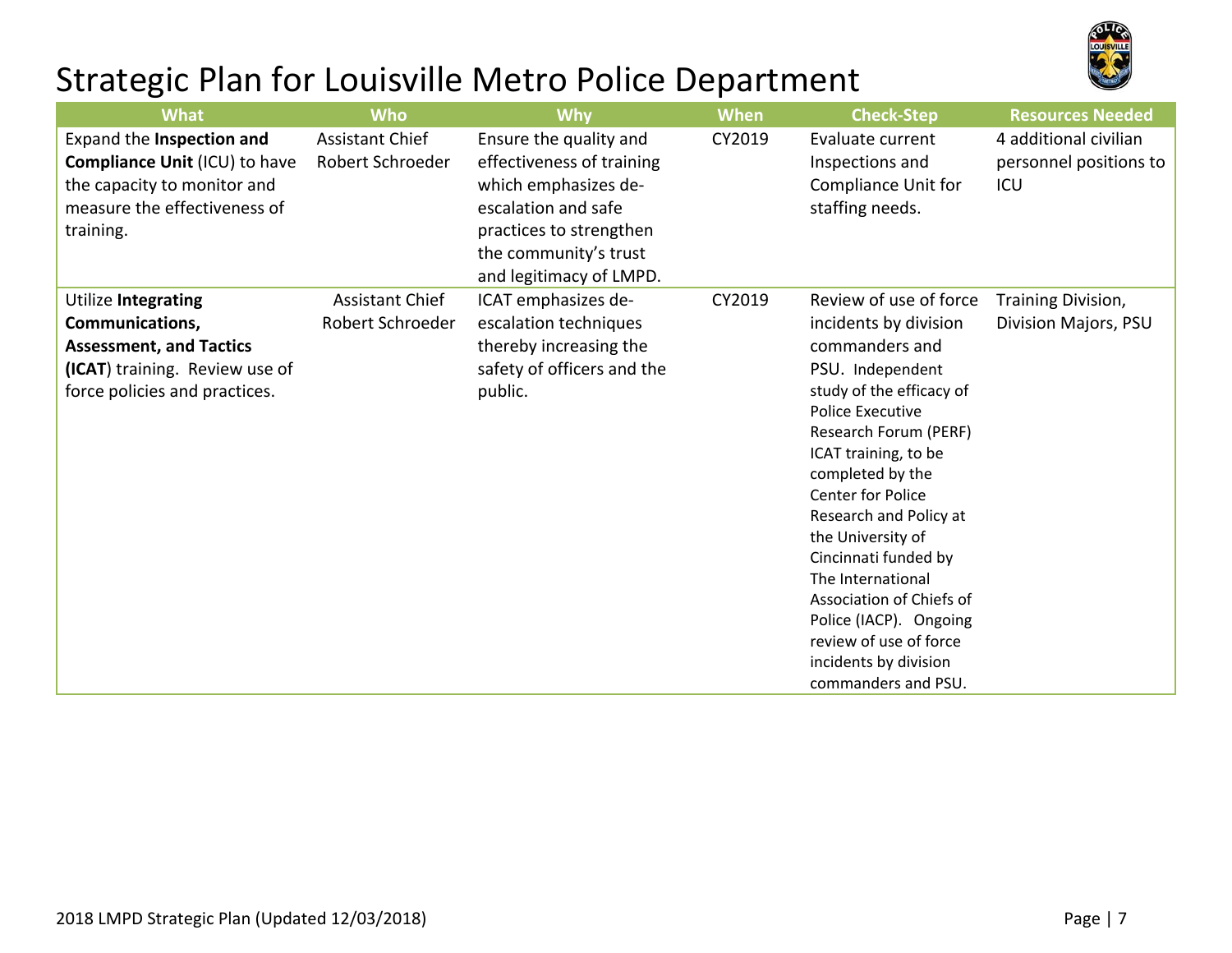# Strategic Plan for Louisville Metro Police Department

| What | Who | Why | When | Check-Step | Resources Needed |
|---|---|---|---|---|---|
| Expand the **Inspection and Compliance Unit** (ICU) to have the capacity to monitor and measure the effectiveness of training. | Assistant Chief Robert Schroeder | Ensure the quality and effectiveness of training which emphasizes de-escalation and safe practices to strengthen the community's trust and legitimacy of LMPD. | CY2019 | Evaluate current Inspections and Compliance Unit for staffing needs. | 4 additional civilian personnel positions to ICU |
| Utilize **Integrating Communications, Assessment, and Tactics (ICAT**) training. Review use of force policies and practices. | Assistant Chief Robert Schroeder | ICAT emphasizes de-escalation techniques thereby increasing the safety of officers and the public. | CY2019 | Review of use of force incidents by division commanders and PSU. Independent study of the efficacy of Police Executive Research Forum (PERF) ICAT training, to be completed by the Center for Police Research and Policy at the University of Cincinnati funded by The International Association of Chiefs of Police (IACP). Ongoing review of use of force incidents by division commanders and PSU. | Training Division, Division Majors, PSU |

2018 LMPD Strategic Plan (Updated 12/03/2018)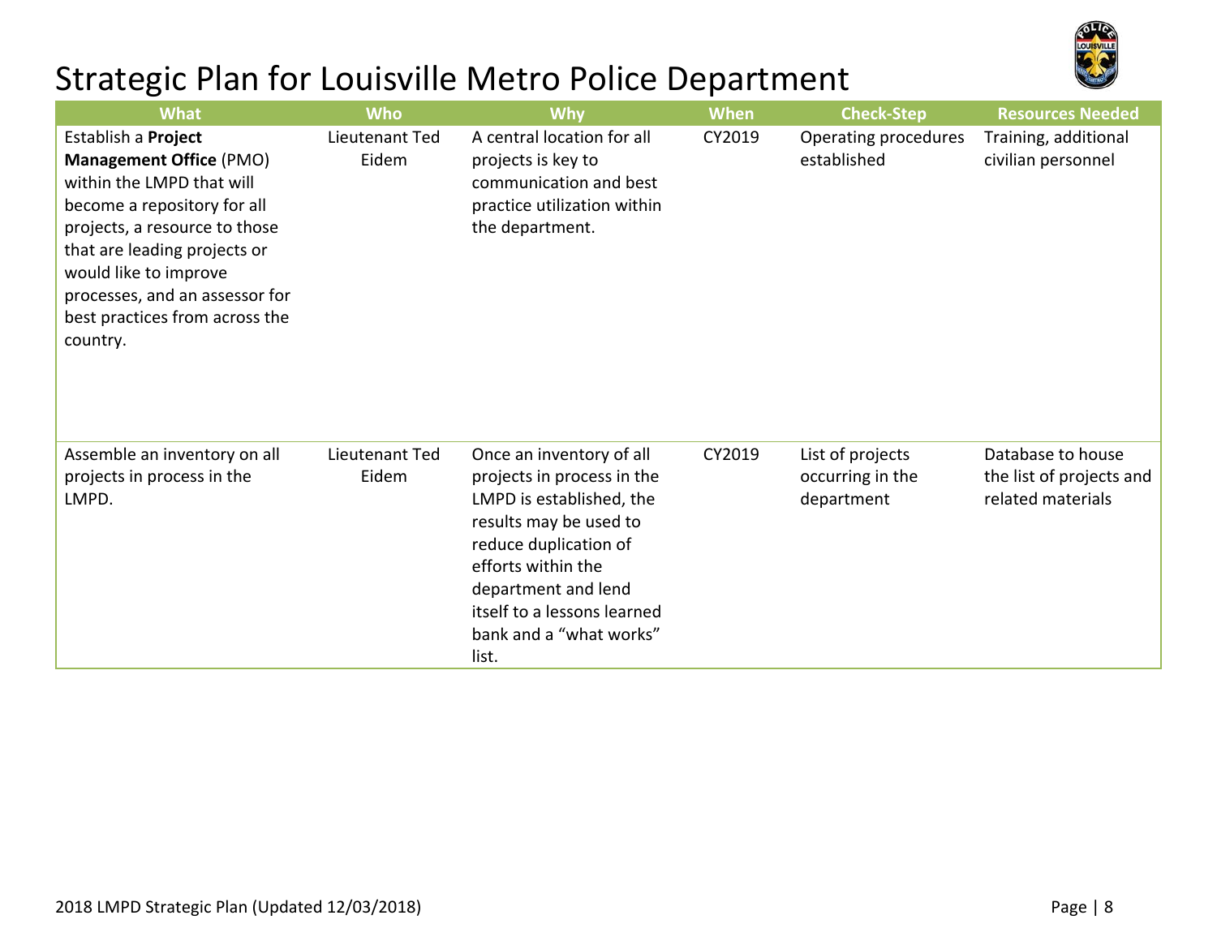# Strategic Plan for Louisville Metro Police Department

| What | Who | Why | When | Check-Step | Resources Needed |
|---|---|---|---|---|---|
| Establish a **Project Management Office** (PMO) within the LMPD that will become a repository for all projects, a resource to those that are leading projects or would like to improve processes, and an assessor for best practices from across the country. | Lieutenant Ted Eidem | A central location for all projects is key to communication and best practice utilization within the department. | CY2019 | Operating procedures established | Training, additional civilian personnel |
| Assemble an inventory on all projects in process in the LMPD. | Lieutenant Ted Eidem | Once an inventory of all projects in process in the LMPD is established, the results may be used to reduce duplication of efforts within the department and lend itself to a lessons learned bank and a "what works" list. | CY2019 | List of projects occurring in the department | Database to house the list of projects and related materials |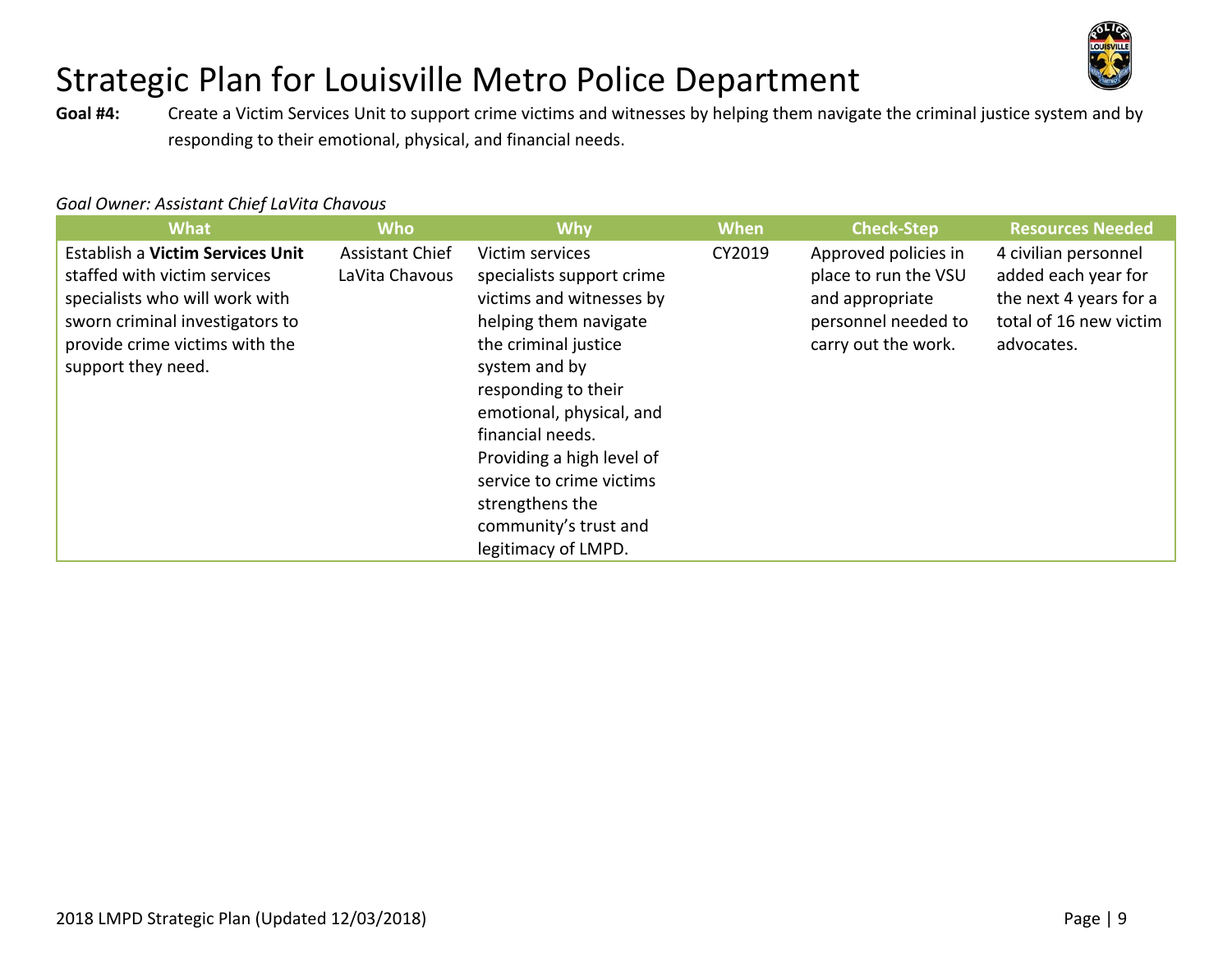# Strategic Plan for Louisville Metro Police Department

**Goal #4:** Create a Victim Services Unit to support crime victims and witnesses by helping them navigate the criminal justice system and by responding to their emotional, physical, and financial needs.

*Goal Owner: Assistant Chief LaVita Chavous*

| What | Who | Why | When | Check-Step | Resources Needed |
|---|---|---|---|---|---|
| Establish a **Victim Services Unit** staffed with victim services specialists who will work with sworn criminal investigators to provide crime victims with the support they need. | Assistant Chief LaVita Chavous | Victim services specialists support crime victims and witnesses by helping them navigate the criminal justice system and by responding to their emotional, physical, and financial needs. Providing a high level of service to crime victims strengthens the community's trust and legitimacy of LMPD. | CY2019 | Approved policies in place to run the VSU and appropriate personnel needed to carry out the work. | 4 civilian personnel added each year for the next 4 years for a total of 16 new victim advocates. |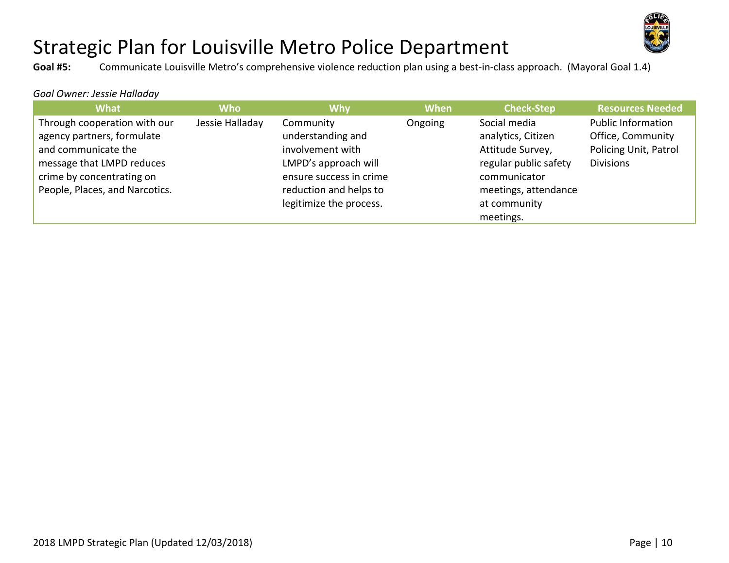# Strategic Plan for Louisville Metro Police Department

**Goal #5:** Communicate Louisville Metro's comprehensive violence reduction plan using a best-in-class approach. (Mayoral Goal 1.4)

*Goal Owner: Jessie Halladay*

| What | Who | Why | When | Check-Step | Resources Needed |
|---|---|---|---|---|---|
| Through cooperation with our agency partners, formulate and communicate the message that LMPD reduces crime by concentrating on People, Places, and Narcotics. | Jessie Halladay | Community understanding and involvement with LMPD's approach will ensure success in crime reduction and helps to legitimize the process. | Ongoing | Social media analytics, Citizen Attitude Survey, regular public safety communicator meetings, attendance at community meetings. | Public Information Office, Community Policing Unit, Patrol Divisions |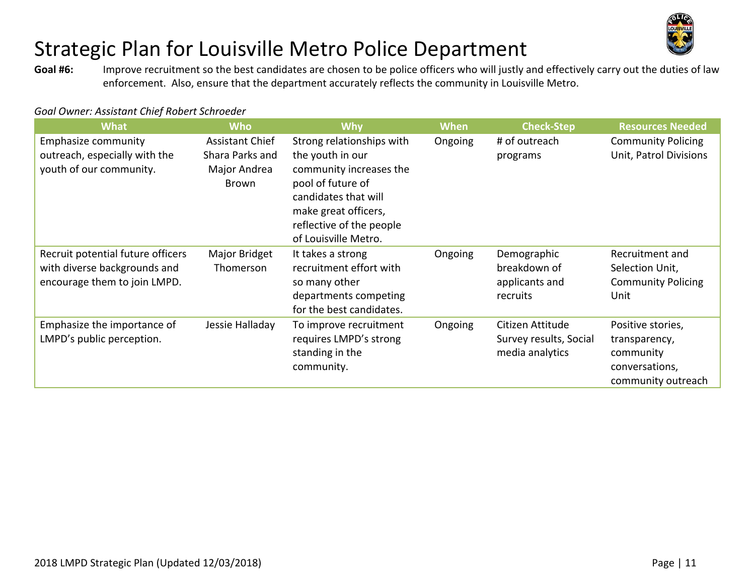# Strategic Plan for Louisville Metro Police Department

**Goal #6:** Improve recruitment so the best candidates are chosen to be police officers who will justly and effectively carry out the duties of law enforcement. Also, ensure that the department accurately reflects the community in Louisville Metro.

*Goal Owner: Assistant Chief Robert Schroeder*

| What | Who | Why | When | Check-Step | Resources Needed |
|---|---|---|---|---|---|
| Emphasize community outreach, especially with the youth of our community. | Assistant Chief Shara Parks and Major Andrea Brown | Strong relationships with the youth in our community increases the pool of future of candidates that will make great officers, reflective of the people of Louisville Metro. | Ongoing | # of outreach programs | Community Policing Unit, Patrol Divisions |
| Recruit potential future officers with diverse backgrounds and encourage them to join LMPD. | Major Bridget Thomerson | It takes a strong recruitment effort with so many other departments competing for the best candidates. | Ongoing | Demographic breakdown of applicants and recruits | Recruitment and Selection Unit, Community Policing Unit |
| Emphasize the importance of LMPD's public perception. | Jessie Halladay | To improve recruitment requires LMPD's strong standing in the community. | Ongoing | Citizen Attitude Survey results, Social media analytics | Positive stories, transparency, community conversations, community outreach |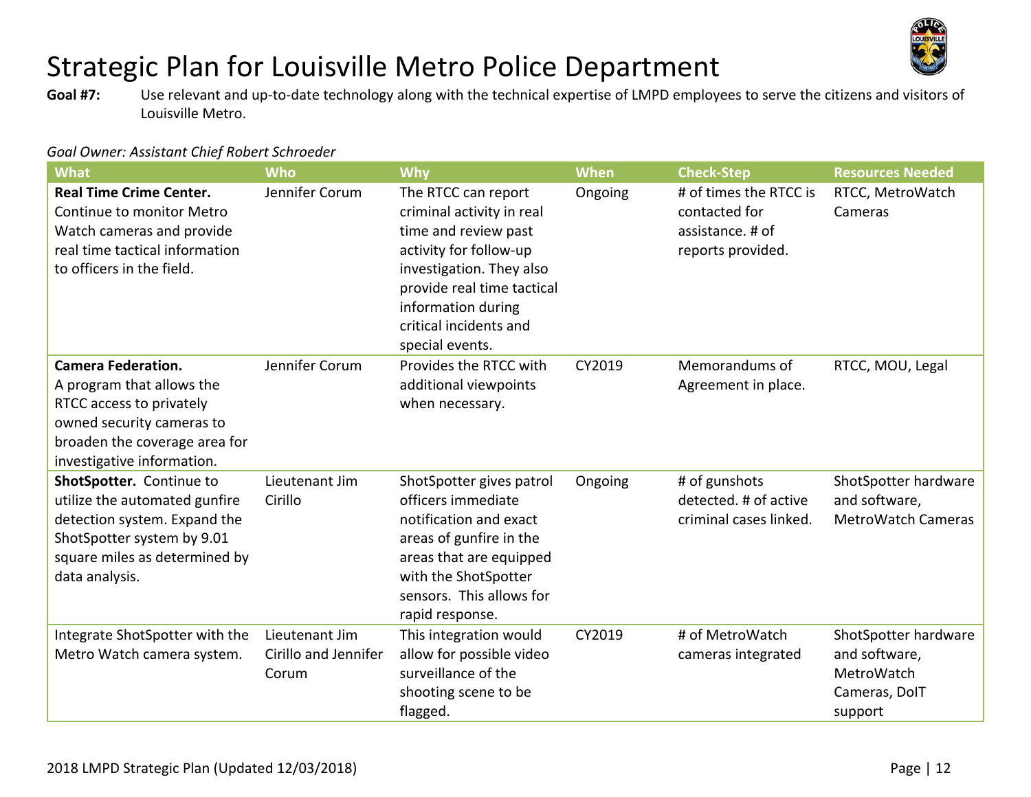# Strategic Plan for Louisville Metro Police Department

**Goal #7:** Use relevant and up-to-date technology along with the technical expertise of LMPD employees to serve the citizens and visitors of Louisville Metro.

*Goal Owner: Assistant Chief Robert Schroeder*

| What | Who | Why | When | Check-Step | Resources Needed |
|---|---|---|---|---|---|
| **Real Time Crime Center.** Continue to monitor Metro Watch cameras and provide real time tactical information to officers in the field. | Jennifer Corum | The RTCC can report criminal activity in real time and review past activity for follow-up investigation. They also provide real time tactical information during critical incidents and special events. | Ongoing | # of times the RTCC is contacted for assistance. # of reports provided. | RTCC, MetroWatch Cameras |
| **Camera Federation.** A program that allows the RTCC access to privately owned security cameras to broaden the coverage area for investigative information. | Jennifer Corum | Provides the RTCC with additional viewpoints when necessary. | CY2019 | Memorandums of Agreement in place. | RTCC, MOU, Legal |
| **ShotSpotter.** Continue to utilize the automated gunfire detection system. Expand the ShotSpotter system by 9.01 square miles as determined by data analysis. | Lieutenant Jim Cirillo | ShotSpotter gives patrol officers immediate notification and exact areas of gunfire in the areas that are equipped with the ShotSpotter sensors. This allows for rapid response. | Ongoing | # of gunshots detected. # of active criminal cases linked. | ShotSpotter hardware and software, MetroWatch Cameras |
| Integrate ShotSpotter with the Metro Watch camera system. | Lieutenant Jim Cirillo and Jennifer Corum | This integration would allow for possible video surveillance of the shooting scene to be flagged. | CY2019 | # of MetroWatch cameras integrated | ShotSpotter hardware and software, MetroWatch Cameras, DoIT support |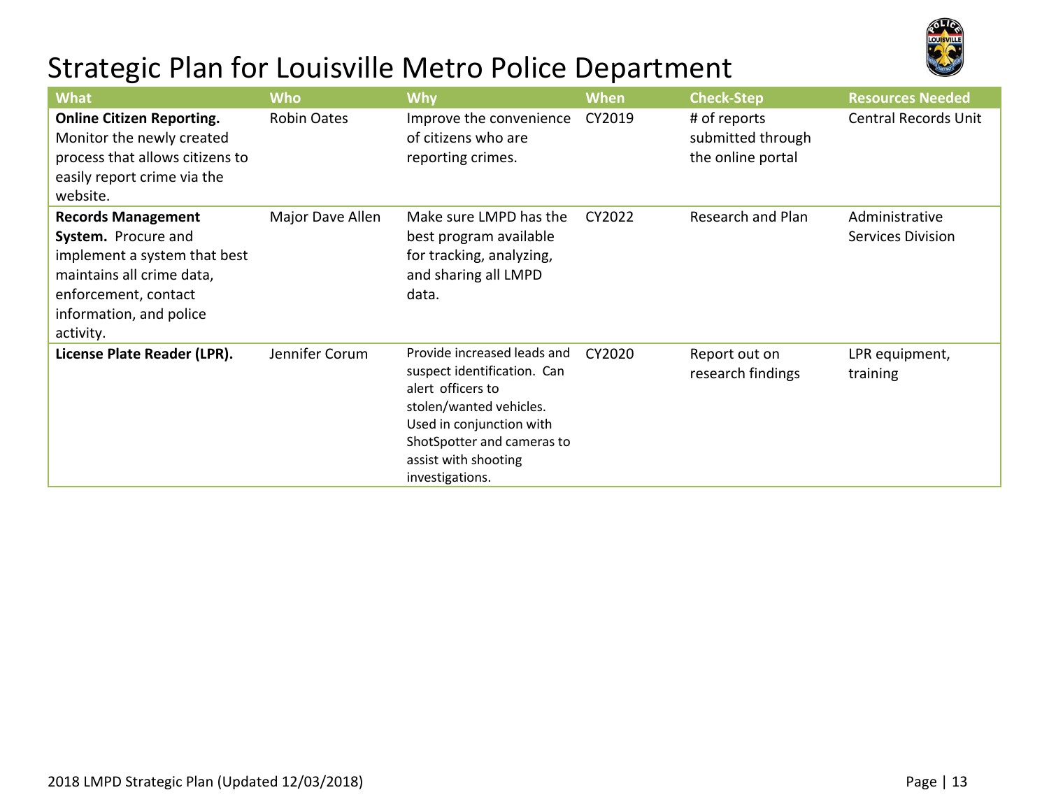# Strategic Plan for Louisville Metro Police Department

| What | Who | Why | When | Check-Step | Resources Needed |
|---|---|---|---|---|---|
| **Online Citizen Reporting.** Monitor the newly created process that allows citizens to easily report crime via the website. | Robin Oates | Improve the convenience of citizens who are reporting crimes. | CY2019 | # of reports submitted through the online portal | Central Records Unit |
| **Records Management System.** Procure and implement a system that best maintains all crime data, enforcement, contact information, and police activity. | Major Dave Allen | Make sure LMPD has the best program available for tracking, analyzing, and sharing all LMPD data. | CY2022 | Research and Plan | Administrative Services Division |
| **License Plate Reader (LPR).** | Jennifer Corum | Provide increased leads and suspect identification. Can alert officers to stolen/wanted vehicles. Used in conjunction with ShotSpotter and cameras to assist with shooting investigations. | CY2020 | Report out on research findings | LPR equipment, training |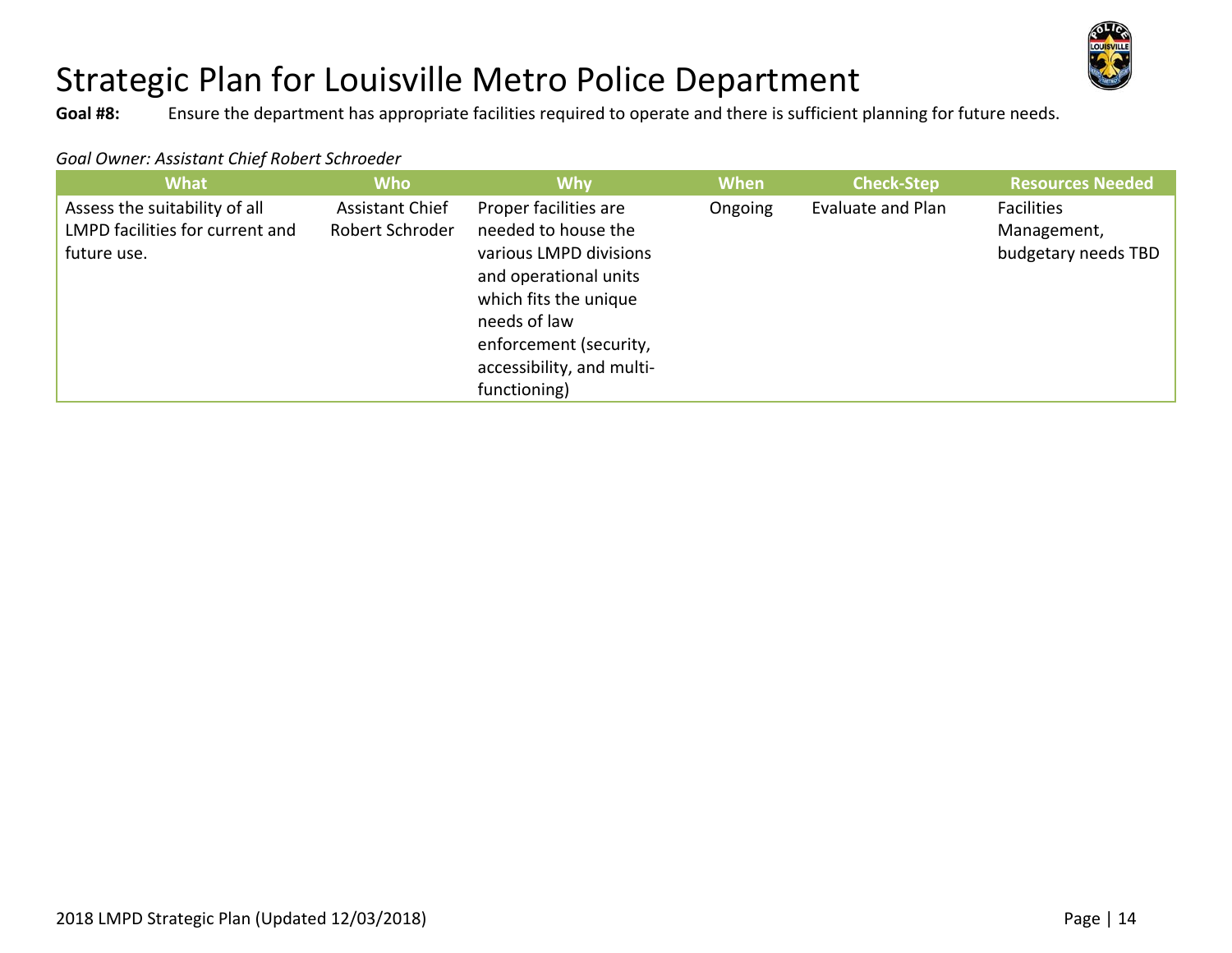# Strategic Plan for Louisville Metro Police Department

**Goal #8:** Ensure the department has appropriate facilities required to operate and there is sufficient planning for future needs.

*Goal Owner: Assistant Chief Robert Schroeder*

| What | Who | Why | When | Check-Step | Resources Needed |
|---|---|---|---|---|---|
| Assess the suitability of all LMPD facilities for current and future use. | Assistant Chief Robert Schroder | Proper facilities are needed to house the various LMPD divisions and operational units which fits the unique needs of law enforcement (security, accessibility, and multi-functioning) | Ongoing | Evaluate and Plan | Facilities Management, budgetary needs TBD |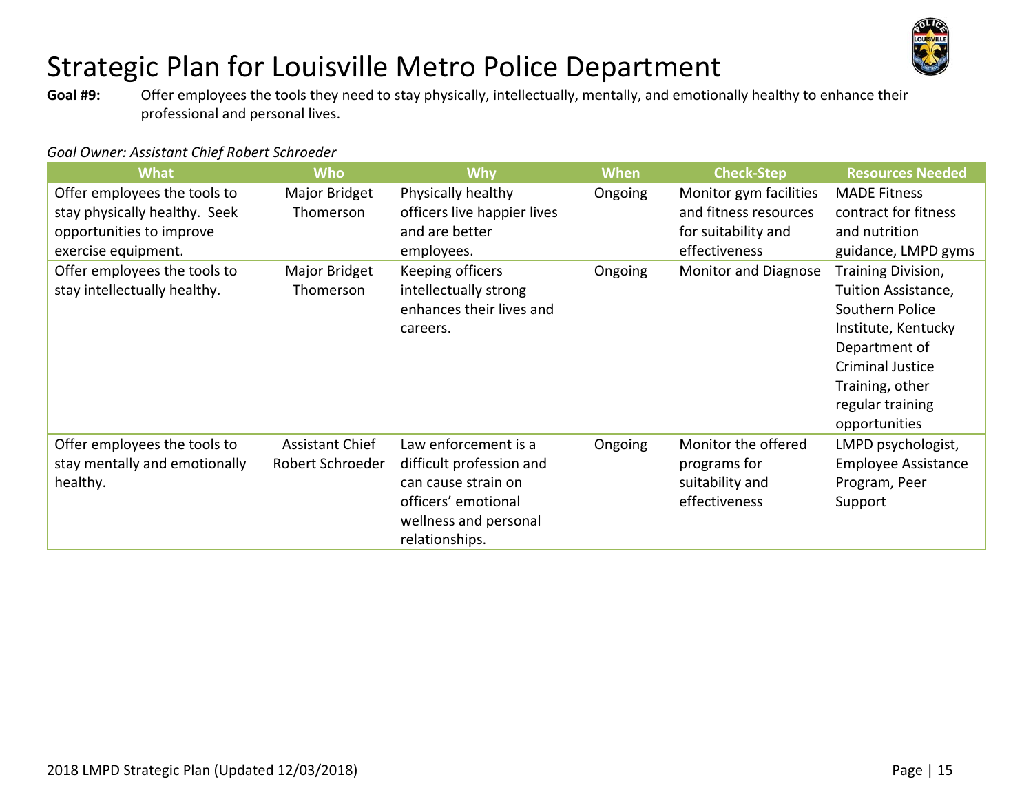# Strategic Plan for Louisville Metro Police Department

**Goal #9:** Offer employees the tools they need to stay physically, intellectually, mentally, and emotionally healthy to enhance their professional and personal lives.

*Goal Owner: Assistant Chief Robert Schroeder*

| What | Who | Why | When | Check-Step | Resources Needed |
|---|---|---|---|---|---|
| Offer employees the tools to stay physically healthy. Seek opportunities to improve exercise equipment. | Major Bridget Thomerson | Physically healthy officers live happier lives and are better employees. | Ongoing | Monitor gym facilities and fitness resources for suitability and effectiveness | MADE Fitness contract for fitness and nutrition guidance, LMPD gyms |
| Offer employees the tools to stay intellectually healthy. | Major Bridget Thomerson | Keeping officers intellectually strong enhances their lives and careers. | Ongoing | Monitor and Diagnose | Training Division, Tuition Assistance, Southern Police Institute, Kentucky Department of Criminal Justice Training, other regular training opportunities |
| Offer employees the tools to stay mentally and emotionally healthy. | Assistant Chief Robert Schroeder | Law enforcement is a difficult profession and can cause strain on officers' emotional wellness and personal relationships. | Ongoing | Monitor the offered programs for suitability and effectiveness | LMPD psychologist, Employee Assistance Program, Peer Support |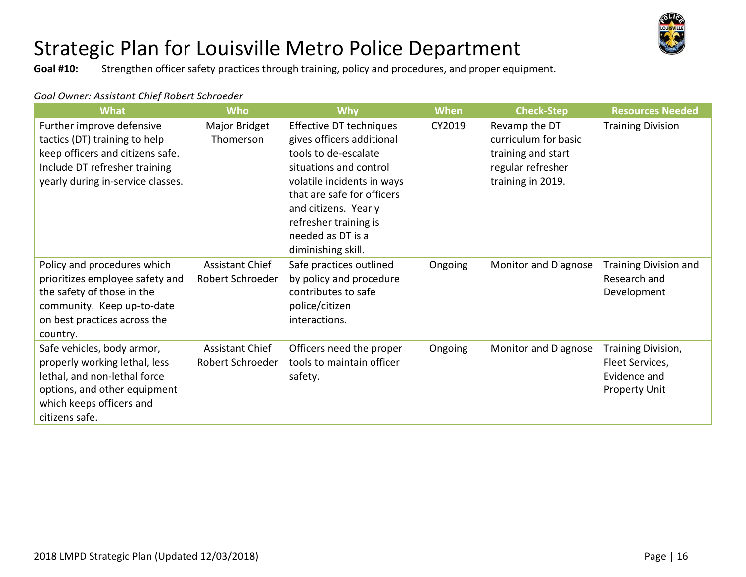# Strategic Plan for Louisville Metro Police Department

**Goal #10:** Strengthen officer safety practices through training, policy and procedures, and proper equipment.

*Goal Owner: Assistant Chief Robert Schroeder*

| What | Who | Why | When | Check-Step | Resources Needed |
|---|---|---|---|---|---|
| Further improve defensive tactics (DT) training to help keep officers and citizens safe. Include DT refresher training yearly during in-service classes. | Major Bridget Thomerson | Effective DT techniques gives officers additional tools to de-escalate situations and control volatile incidents in ways that are safe for officers and citizens. Yearly refresher training is needed as DT is a diminishing skill. | CY2019 | Revamp the DT curriculum for basic training and start regular refresher training in 2019. | Training Division |
| Policy and procedures which prioritizes employee safety and the safety of those in the community. Keep up-to-date on best practices across the country. | Assistant Chief Robert Schroeder | Safe practices outlined by policy and procedure contributes to safe police/citizen interactions. | Ongoing | Monitor and Diagnose | Training Division and Research and Development |
| Safe vehicles, body armor, properly working lethal, less lethal, and non-lethal force options, and other equipment which keeps officers and citizens safe. | Assistant Chief Robert Schroeder | Officers need the proper tools to maintain officer safety. | Ongoing | Monitor and Diagnose | Training Division, Fleet Services, Evidence and Property Unit |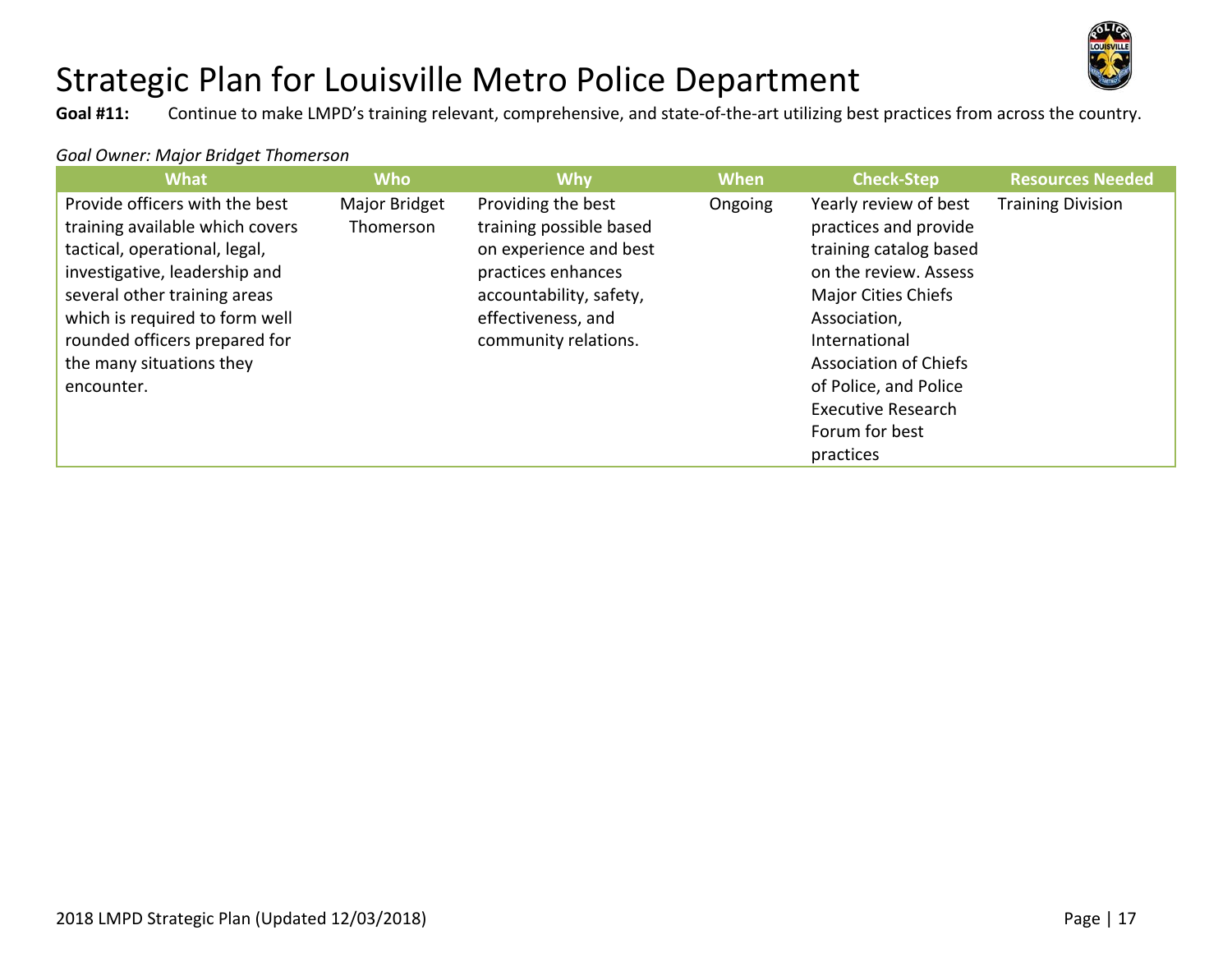# Strategic Plan for Louisville Metro Police Department

**Goal #11:** Continue to make LMPD's training relevant, comprehensive, and state-of-the-art utilizing best practices from across the country.

*Goal Owner: Major Bridget Thomerson*

| What | Who | Why | When | Check-Step | Resources Needed |
|---|---|---|---|---|---|
| Provide officers with the best training available which covers tactical, operational, legal, investigative, leadership and several other training areas which is required to form well rounded officers prepared for the many situations they encounter. | Major Bridget Thomerson | Providing the best training possible based on experience and best practices enhances accountability, safety, effectiveness, and community relations. | Ongoing | Yearly review of best practices and provide training catalog based on the review. Assess Major Cities Chiefs Association, International Association of Chiefs of Police, and Police Executive Research Forum for best practices | Training Division |

2018 LMPD Strategic Plan (Updated 12/03/2018)